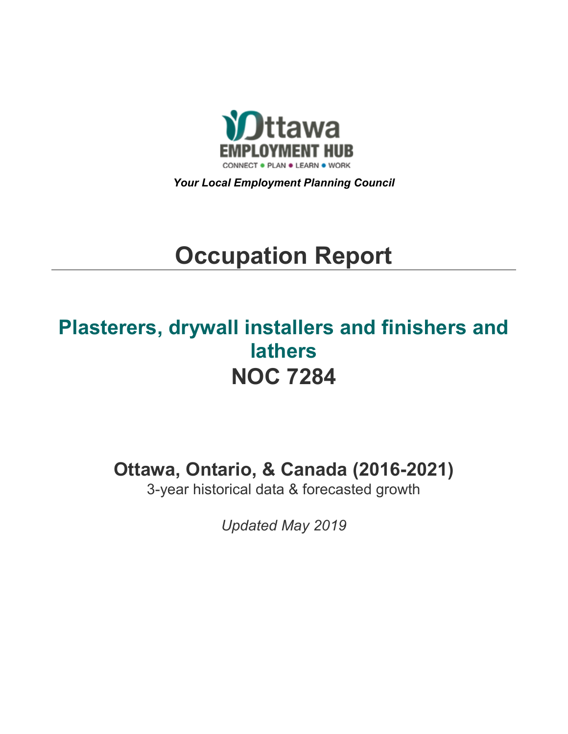Ottawa EMPLOYMENT HUB

CONNECT ● PLAN ● LEARN ● WORK

***Your Local Employment Planning Council***

# Occupation Report

## Plasterers, drywall installers and finishers and lathers
## NOC 7284

### Ottawa, Ontario, & Canada (2016-2021)

3-year historical data & forecasted growth

*Updated May 2019*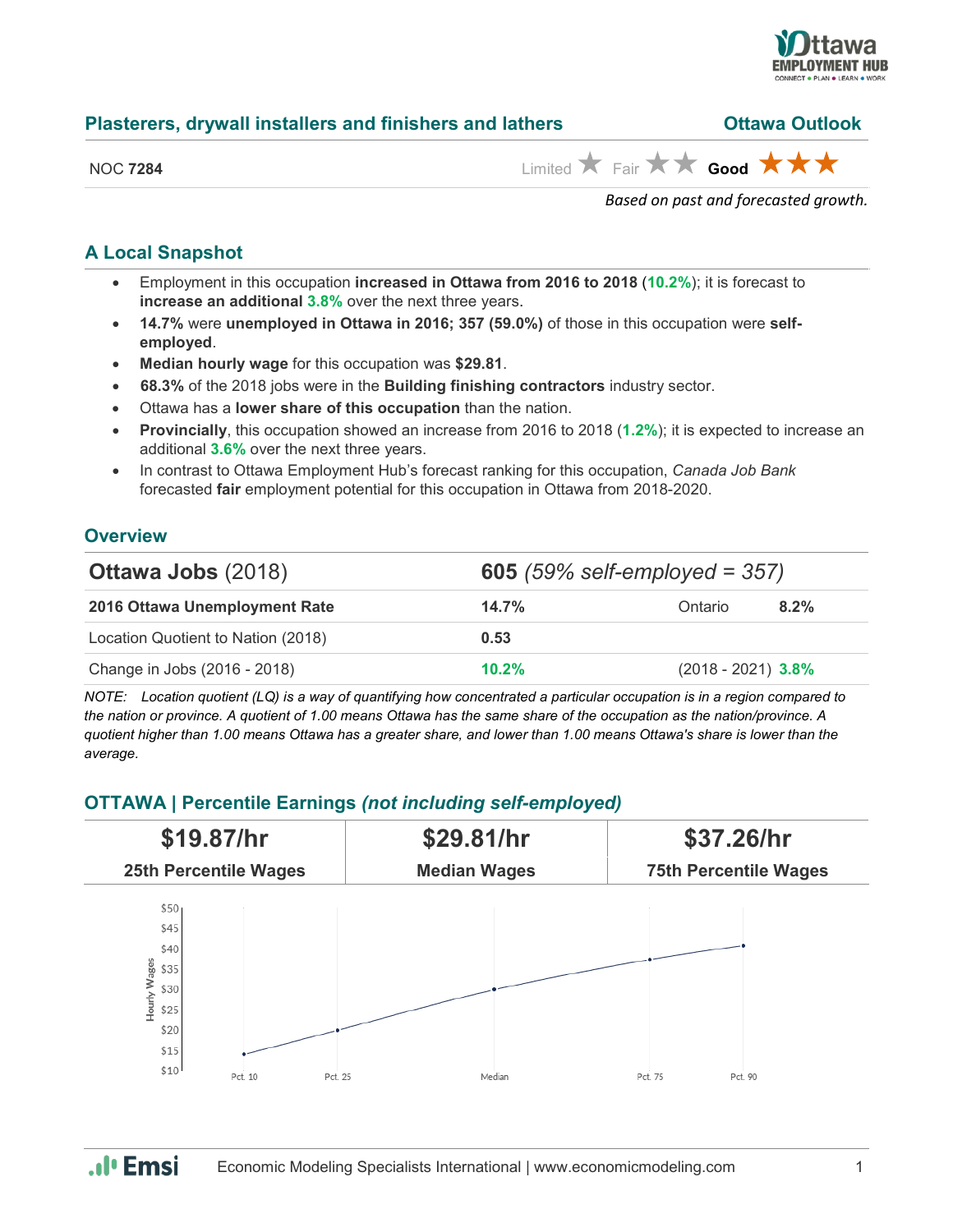## Plasterers, drywall installers and finishers and lathers — Ottawa Outlook

NOC **7284**

Limited ★ Fair ★★ **Good ★★★**

*Based on past and forecasted growth.*

### A Local Snapshot

- Employment in this occupation **increased in Ottawa from 2016 to 2018** (**10.2%**); it is forecast to **increase an additional 3.8%** over the next three years.
- **14.7%** were **unemployed in Ottawa in 2016; 357 (59.0%)** of those in this occupation were **self-employed**.
- **Median hourly wage** for this occupation was **$29.81**.
- **68.3%** of the 2018 jobs were in the **Building finishing contractors** industry sector.
- Ottawa has a **lower share of this occupation** than the nation.
- **Provincially**, this occupation showed an increase from 2016 to 2018 (**1.2%**); it is expected to increase an additional **3.6%** over the next three years.
- In contrast to Ottawa Employment Hub's forecast ranking for this occupation, *Canada Job Bank* forecasted **fair** employment potential for this occupation in Ottawa from 2018-2020.

### Overview

| **Ottawa Jobs** (2018) | **605** *(59% self-employed = 357)* | | |
|---|---|---|---|
| **2016 Ottawa Unemployment Rate** | **14.7%** | Ontario | **8.2%** |
| Location Quotient to Nation (2018) | **0.53** | | |
| Change in Jobs (2016 - 2018) | **10.2%** | (2018 - 2021) | **3.8%** |

*NOTE: Location quotient (LQ) is a way of quantifying how concentrated a particular occupation is in a region compared to the nation or province. A quotient of 1.00 means Ottawa has the same share of the occupation as the nation/province. A quotient higher than 1.00 means Ottawa has a greater share, and lower than 1.00 means Ottawa's share is lower than the average.*

### OTTAWA | Percentile Earnings *(not including self-employed)*

| **$19.87/hr** | **$29.81/hr** | **$37.26/hr** |
|---|---|---|
| **25th Percentile Wages** | **Median Wages** | **75th Percentile Wages** |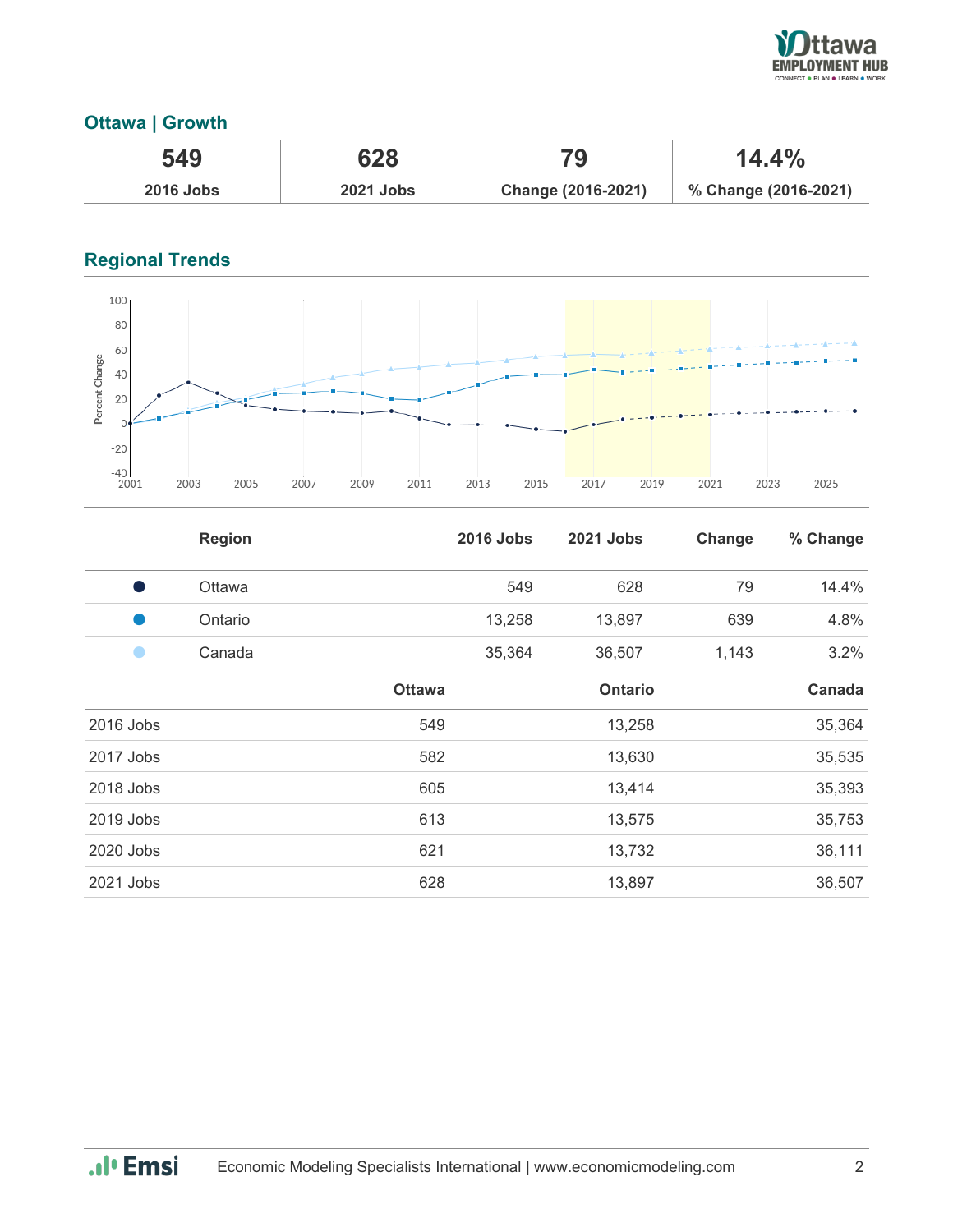## Ottawa | Growth

| 549 | 628 | 79 | 14.4% |
|---|---|---|---|
| 2016 Jobs | 2021 Jobs | Change (2016-2021) | % Change (2016-2021) |

## Regional Trends

| | Region | 2016 Jobs | 2021 Jobs | Change | % Change |
|---|---|---|---|---|---|
| ● | Ottawa | 549 | 628 | 79 | 14.4% |
| ● | Ontario | 13,258 | 13,897 | 639 | 4.8% |
| ● | Canada | 35,364 | 36,507 | 1,143 | 3.2% |

| | Ottawa | Ontario | Canada |
|---|---|---|---|
| 2016 Jobs | 549 | 13,258 | 35,364 |
| 2017 Jobs | 582 | 13,630 | 35,535 |
| 2018 Jobs | 605 | 13,414 | 35,393 |
| 2019 Jobs | 613 | 13,575 | 35,753 |
| 2020 Jobs | 621 | 13,732 | 36,111 |
| 2021 Jobs | 628 | 13,897 | 36,507 |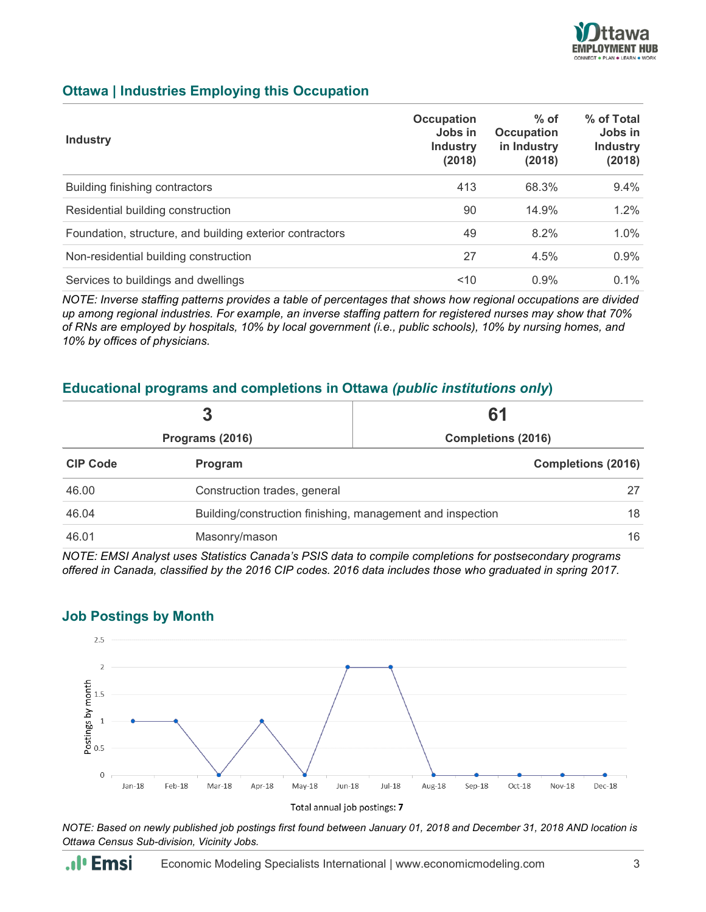## Ottawa | Industries Employing this Occupation

| Industry | Occupation Jobs in Industry (2018) | % of Occupation in Industry (2018) | % of Total Jobs in Industry (2018) |
|---|---|---|---|
| Building finishing contractors | 413 | 68.3% | 9.4% |
| Residential building construction | 90 | 14.9% | 1.2% |
| Foundation, structure, and building exterior contractors | 49 | 8.2% | 1.0% |
| Non-residential building construction | 27 | 4.5% | 0.9% |
| Services to buildings and dwellings | <10 | 0.9% | 0.1% |

*NOTE: Inverse staffing patterns provides a table of percentages that shows how regional occupations are divided up among regional industries. For example, an inverse staffing pattern for registered nurses may show that 70% of RNs are employed by hospitals, 10% by local government (i.e., public schools), 10% by nursing homes, and 10% by offices of physicians.*

## Educational programs and completions in Ottawa *(public institutions only)*

| **3** | **61** |
|---|---|
| Programs (2016) | Completions (2016) |

| CIP Code | Program | Completions (2016) |
|---|---|---|
| 46.00 | Construction trades, general | 27 |
| 46.04 | Building/construction finishing, management and inspection | 18 |
| 46.01 | Masonry/mason | 16 |

*NOTE: EMSI Analyst uses Statistics Canada's PSIS data to compile completions for postsecondary programs offered in Canada, classified by the 2016 CIP codes. 2016 data includes those who graduated in spring 2017.*

## Job Postings by Month

| Month | Postings by month |
|---|---|
| Jan-18 | 1 |
| Feb-18 | 1 |
| Mar-18 | 0 |
| Apr-18 | 1 |
| May-18 | 0 |
| Jun-18 | 2 |
| Jul-18 | 2 |
| Aug-18 | 0 |
| Sep-18 | 0 |
| Oct-18 | 0 |
| Nov-18 | 0 |
| Dec-18 | 0 |

Total annual job postings: **7**

*NOTE: Based on newly published job postings first found between January 01, 2018 and December 31, 2018 AND location is Ottawa Census Sub-division, Vicinity Jobs.*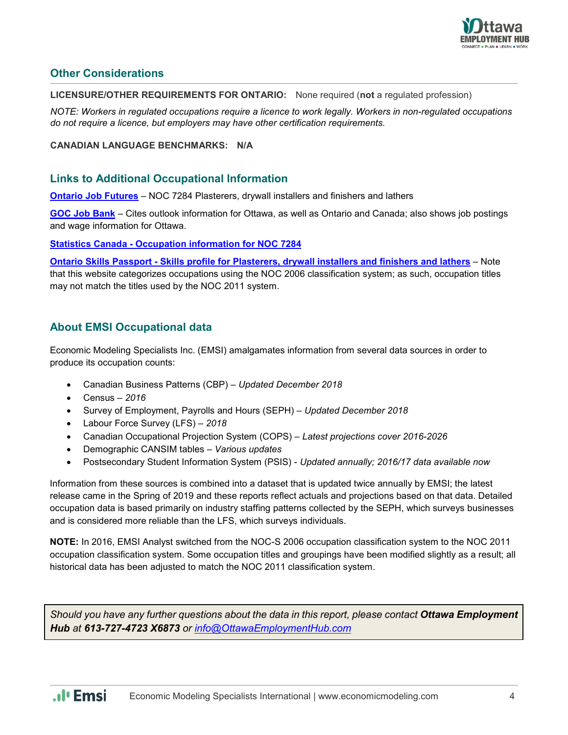## Other Considerations

**LICENSURE/OTHER REQUIREMENTS FOR ONTARIO:** None required (**not** a regulated profession)

*NOTE: Workers in regulated occupations require a licence to work legally. Workers in non-regulated occupations do not require a licence, but employers may have other certification requirements.*

**CANADIAN LANGUAGE BENCHMARKS: N/A**

## Links to Additional Occupational Information

**Ontario Job Futures** – NOC 7284 Plasterers, drywall installers and finishers and lathers

**GOC Job Bank** – Cites outlook information for Ottawa, as well as Ontario and Canada; also shows job postings and wage information for Ottawa.

**Statistics Canada - Occupation information for NOC 7284**

**Ontario Skills Passport - Skills profile for Plasterers, drywall installers and finishers and lathers** – Note that this website categorizes occupations using the NOC 2006 classification system; as such, occupation titles may not match the titles used by the NOC 2011 system.

## About EMSI Occupational data

Economic Modeling Specialists Inc. (EMSI) amalgamates information from several data sources in order to produce its occupation counts:

- Canadian Business Patterns (CBP) – *Updated December 2018*
- Census – *2016*
- Survey of Employment, Payrolls and Hours (SEPH) – *Updated December 2018*
- Labour Force Survey (LFS) – *2018*
- Canadian Occupational Projection System (COPS) – *Latest projections cover 2016-2026*
- Demographic CANSIM tables – *Various updates*
- Postsecondary Student Information System (PSIS) - *Updated annually; 2016/17 data available now*

Information from these sources is combined into a dataset that is updated twice annually by EMSI; the latest release came in the Spring of 2019 and these reports reflect actuals and projections based on that data. Detailed occupation data is based primarily on industry staffing patterns collected by the SEPH, which surveys businesses and is considered more reliable than the LFS, which surveys individuals.

**NOTE:** In 2016, EMSI Analyst switched from the NOC-S 2006 occupation classification system to the NOC 2011 occupation classification system. Some occupation titles and groupings have been modified slightly as a result; all historical data has been adjusted to match the NOC 2011 classification system.

*Should you have any further questions about the data in this report, please contact* ***Ottawa Employment Hub*** *at* ***613-727-4723 X6873*** *or info@OttawaEmploymentHub.com*